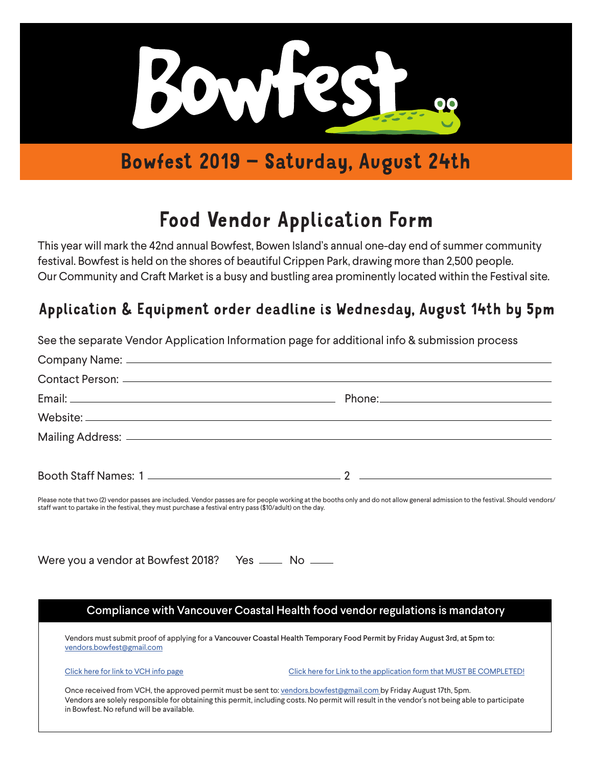# Bowfest

## Bowfest 2019 – Saturday, August 24th

# Food Vendor Application Form

This year will mark the 42nd annual Bowfest, Bowen Island's annual one-day end of summer community festival. Bowfest is held on the shores of beautiful Crippen Park, drawing more than 2,500 people. Our Community and Craft Market is a busy and bustling area prominently located within the Festival site.

## Application & Equipment order deadline is Wednesday, August 14th by 5pm

See the separate Vendor Application Information page for additional info & submission process

Company Name: \_\_\_\_\_\_\_\_\_\_\_\_\_\_\_\_\_\_\_\_\_\_\_\_\_\_\_\_\_\_\_\_\_\_\_\_\_\_\_\_\_\_\_\_

Contact Person: \_\_\_\_\_\_\_\_\_\_\_\_\_\_\_\_\_\_\_\_\_\_\_\_\_\_\_\_\_\_\_\_\_\_\_\_\_\_\_\_\_\_\_\_

Email: \_\_\_\_\_\_\_\_\_\_\_\_\_\_\_\_\_\_\_\_\_\_\_\_\_\_ Phone: \_\_\_\_\_\_\_\_\_\_\_\_\_\_\_\_\_\_\_\_

Website: \_\_\_\_\_\_\_\_\_\_\_\_\_\_\_\_\_\_\_\_\_\_\_\_\_\_\_\_\_\_\_\_\_\_\_\_\_\_\_\_\_\_\_\_

Mailing Address: \_\_\_\_\_\_\_\_\_\_\_\_\_\_\_\_\_\_\_\_\_\_\_\_\_\_\_\_\_\_\_\_\_\_\_\_\_\_\_\_\_\_\_\_

Booth Staff Names: 1 \_\_\_\_\_\_\_\_\_\_\_\_\_\_\_\_\_\_\_\_ 2 \_\_\_\_\_\_\_\_\_\_\_\_\_\_\_\_\_\_\_\_

Please note that two (2) vendor passes are included. Vendor passes are for people working at the booths only and do not allow general admission to the festival. Should vendors/staff want to partake in the festival, they must purchase a festival entry pass ($10/adult) on the day.

Were you a vendor at Bowfest 2018? Yes \_\_\_\_ No \_\_\_\_

### Compliance with Vancouver Coastal Health food vendor regulations is mandatory

Vendors must submit proof of applying for a **Vancouver Coastal Health Temporary Food Permit by Friday August 3rd, at 5pm to:** vendors.bowfest@gmail.com

Click here for link to VCH info page

Click here for Link to the application form that MUST BE COMPLETED!

Once received from VCH, the approved permit must be sent to: vendors.bowfest@gmail.com by Friday August 17th, 5pm.
Vendors are solely responsible for obtaining this permit, including costs. No permit will result in the vendor's not being able to participate in Bowfest. No refund will be available.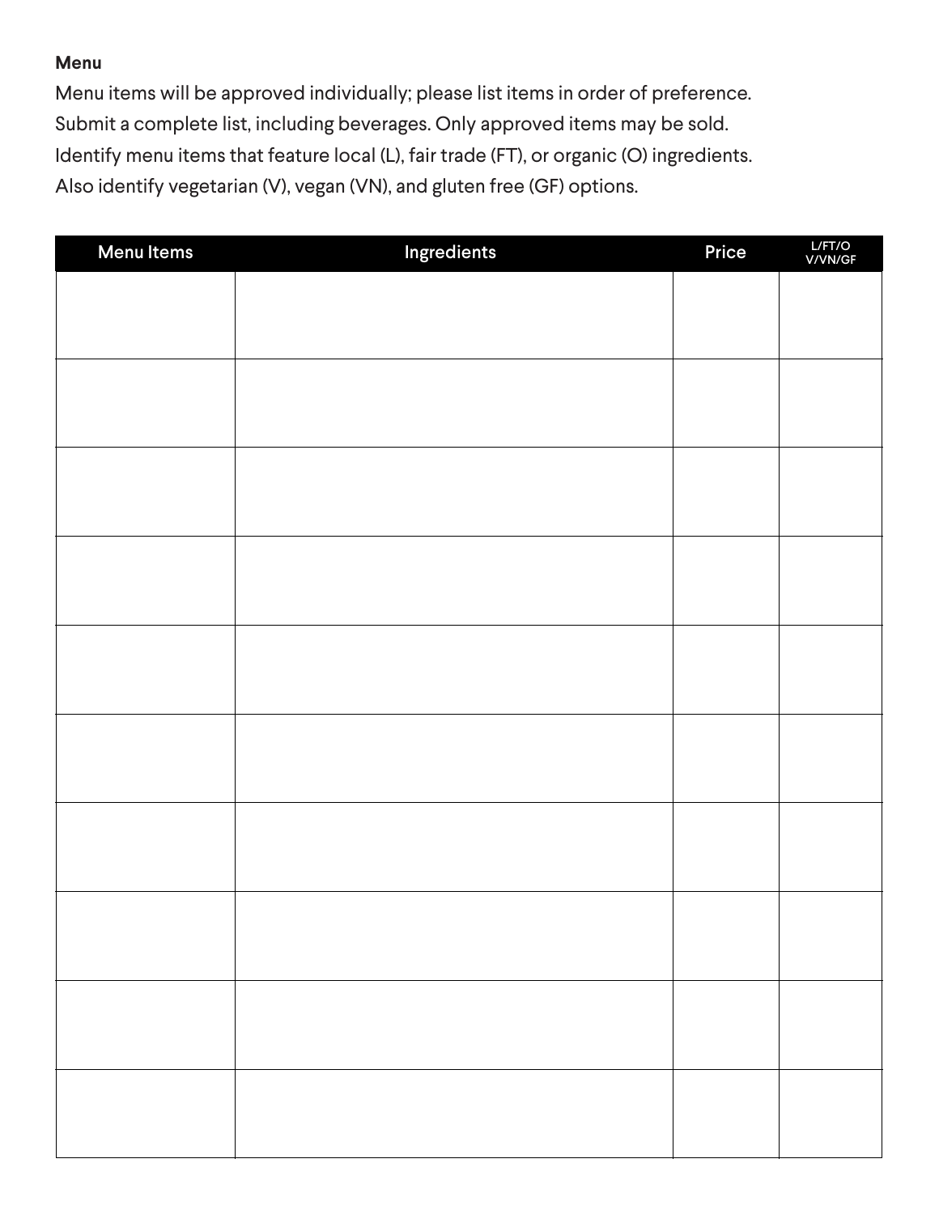**Menu**

Menu items will be approved individually; please list items in order of preference.
Submit a complete list, including beverages. Only approved items may be sold.
Identify menu items that feature local (L), fair trade (FT), or organic (O) ingredients.
Also identify vegetarian (V), vegan (VN), and gluten free (GF) options.

| Menu Items | Ingredients | Price | L/FT/O V/VN/GF |
|---|---|---|---|
| | | | |
| | | | |
| | | | |
| | | | |
| | | | |
| | | | |
| | | | |
| | | | |
| | | | |
| | | | |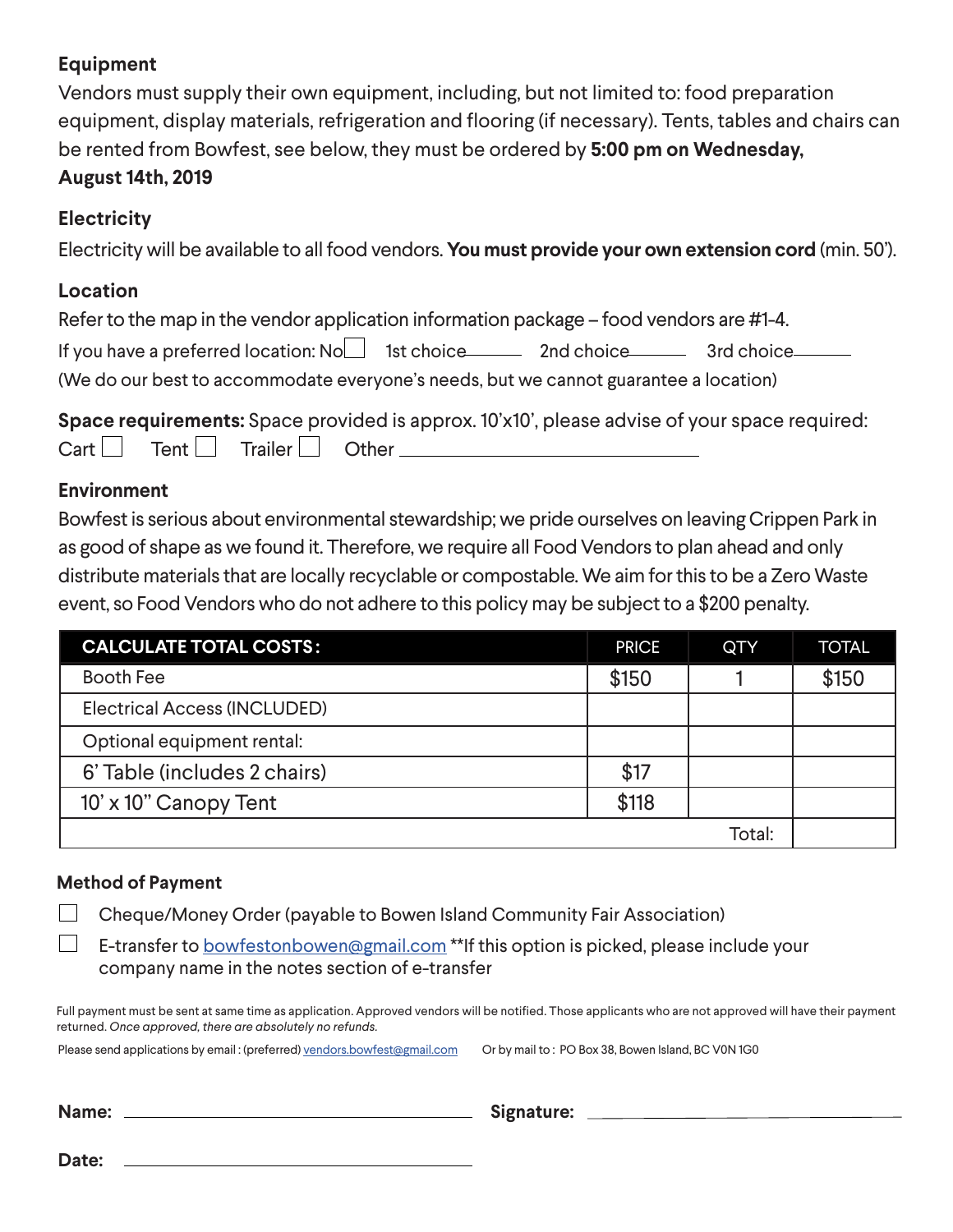## Equipment

Vendors must supply their own equipment, including, but not limited to: food preparation equipment, display materials, refrigeration and flooring (if necessary). Tents, tables and chairs can be rented from Bowfest, see below, they must be ordered by **5:00 pm on Wednesday, August 14th, 2019**

## Electricity

Electricity will be available to all food vendors. **You must provide your own extension cord** (min. 50').

## Location

Refer to the map in the vendor application information package – food vendors are #1-4.

If you have a preferred location: No ☐ 1st choice_______ 2nd choice_______ 3rd choice_______

(We do our best to accommodate everyone's needs, but we cannot guarantee a location)

**Space requirements:** Space provided is approx. 10'x10', please advise of your space required:

Cart ☐ Tent ☐ Trailer ☐ Other ______________________________

## Environment

Bowfest is serious about environmental stewardship; we pride ourselves on leaving Crippen Park in as good of shape as we found it. Therefore, we require all Food Vendors to plan ahead and only distribute materials that are locally recyclable or compostable. We aim for this to be a Zero Waste event, so Food Vendors who do not adhere to this policy may be subject to a $200 penalty.

| CALCULATE TOTAL COSTS: | PRICE | QTY | TOTAL |
|---|---|---|---|
| Booth Fee | $150 | 1 | $150 |
| Electrical Access (INCLUDED) | | | |
| Optional equipment rental: | | | |
| 6' Table (includes 2 chairs) | $17 | | |
| 10' x 10" Canopy Tent | $118 | | |
| | | Total: | |

## Method of Payment

☐ Cheque/Money Order (payable to Bowen Island Community Fair Association)

☐ E-transfer to bowfestonbowen@gmail.com **If this option is picked, please include your company name in the notes section of e-transfer

Full payment must be sent at same time as application. Approved vendors will be notified. Those applicants who are not approved will have their payment returned. *Once approved, there are absolutely no refunds.*

Please send applications by email : (preferred) vendors.bowfest@gmail.com Or by mail to : PO Box 38, Bowen Island, BC V0N 1G0

**Name:** ______________________________ **Signature:** ______________________________

**Date:** ______________________________